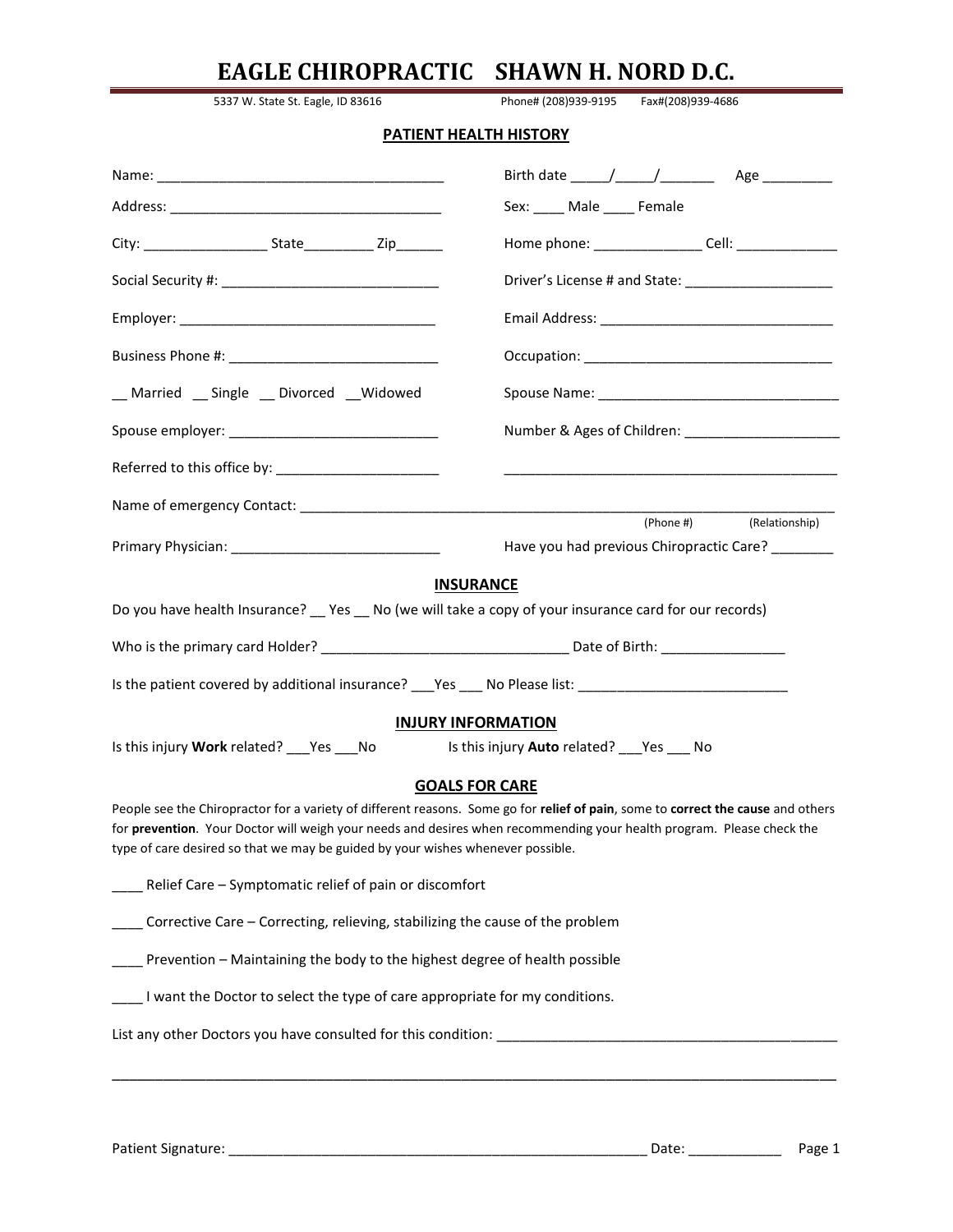# EAGLE CHIROPRACTIC SHAWN H. NORD D.C.

5337 W. State St. Eagle, ID 83616 Phone# (208)939-9195 Fax#(208)939-4686

## PATIENT HEALTH HISTORY

Name: ____________________________________ Birth date _____/_____/_______ Age _________

Address: ___________________________________ Sex: ____ Male ____ Female

City: ________________ State_________ Zip______ Home phone: ______________ Cell: _____________

Social Security #: ____________________________ Driver's License # and State: ___________________

Employer: ________________________________ Email Address: ______________________________

Business Phone #: ___________________________ Occupation: ________________________________

__ Married __ Single __ Divorced __Widowed Spouse Name: _______________________________

Spouse employer: ___________________________ Number & Ages of Children: ____________________

Referred to this office by: _____________________ _____________________________________________

Name of emergency Contact: _____________________________________________________________
(Phone #) (Relationship)

Primary Physician: ___________________________ Have you had previous Chiropractic Care? ________

## INSURANCE

Do you have health Insurance? __ Yes __ No (we will take a copy of your insurance card for our records)

Who is the primary card Holder? _______________________________ Date of Birth: ________________

Is the patient covered by additional insurance? ___Yes ___ No Please list: ___________________________

## INJURY INFORMATION

Is this injury **Work** related? ___Yes ___No Is this injury **Auto** related? ___Yes ___ No

## GOALS FOR CARE

People see the Chiropractor for a variety of different reasons. Some go for **relief of pain**, some to **correct the cause** and others for **prevention**. Your Doctor will weigh your needs and desires when recommending your health program. Please check the type of care desired so that we may be guided by your wishes whenever possible.

____ Relief Care – Symptomatic relief of pain or discomfort

____ Corrective Care – Correcting, relieving, stabilizing the cause of the problem

____ Prevention – Maintaining the body to the highest degree of health possible

____ I want the Doctor to select the type of care appropriate for my conditions.

List any other Doctors you have consulted for this condition: ____________________________________________

______________________________________________________________________________________

Patient Signature: _________________________________________________________ Date: ____________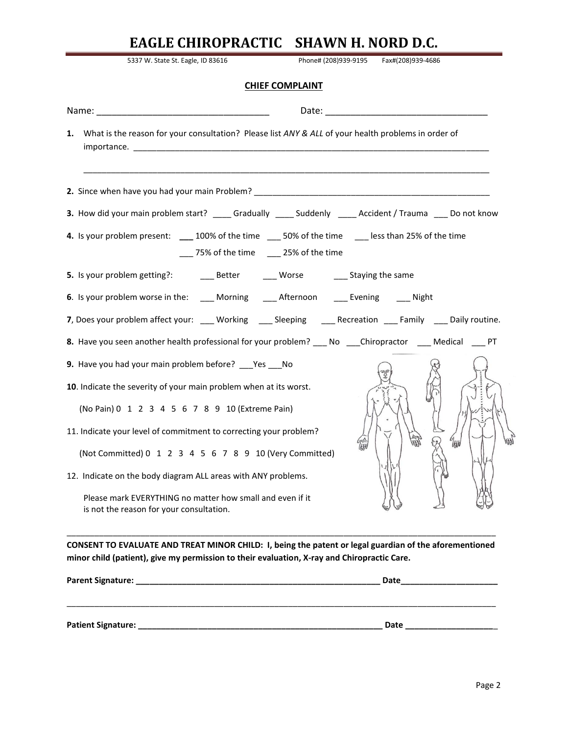# EAGLE CHIROPRACTIC SHAWN H. NORD D.C.

5337 W. State St. Eagle, ID 83616 Phone# (208)939-9195 Fax#(208)939-4686

## CHIEF COMPLAINT

Name: ___________________________________ Date: _________________________________

**1.** What is the reason for your consultation? Please list *ANY & ALL* of your health problems in order of importance. ______________________________________________________________________________

__________________________________________________________________________________________

**2.** Since when have you had your main Problem? _____________________________________________________

**3.** How did your main problem start? ____ Gradually ____ Suddenly ____ Accident / Trauma ___ Do not know

**4.** Is your problem present: ___ 100% of the time ___ 50% of the time ___ less than 25% of the time ___ 75% of the time ___ 25% of the time

**5.** Is your problem getting?: ___ Better ___ Worse ___ Staying the same

**6**. Is your problem worse in the: ___ Morning ___ Afternoon ___ Evening ___ Night

**7**, Does your problem affect your: ___ Working ___ Sleeping ___ Recreation ___ Family ___ Daily routine.

**8.** Have you seen another health professional for your problem? ___ No ___Chiropractor ___ Medical ___ PT

**9.** Have you had your main problem before? ___Yes ___No

**10**. Indicate the severity of your main problem when at its worst.

(No Pain) 0 1 2 3 4 5 6 7 8 9 10 (Extreme Pain)

11. Indicate your level of commitment to correcting your problem?

(Not Committed) 0 1 2 3 4 5 6 7 8 9 10 (Very Committed)

12. Indicate on the body diagram ALL areas with ANY problems.

Please mark EVERYTHING no matter how small and even if it is not the reason for your consultation.

---

**CONSENT TO EVALUATE AND TREAT MINOR CHILD: I, being the patent or legal guardian of the aforementioned minor child (patient), give my permission to their evaluation, X-ray and Chiropractic Care.**

**Parent Signature: _______________________________________________________ Date_____________________**

---

**Patient Signature: ________________________________________________________ Date ____________________**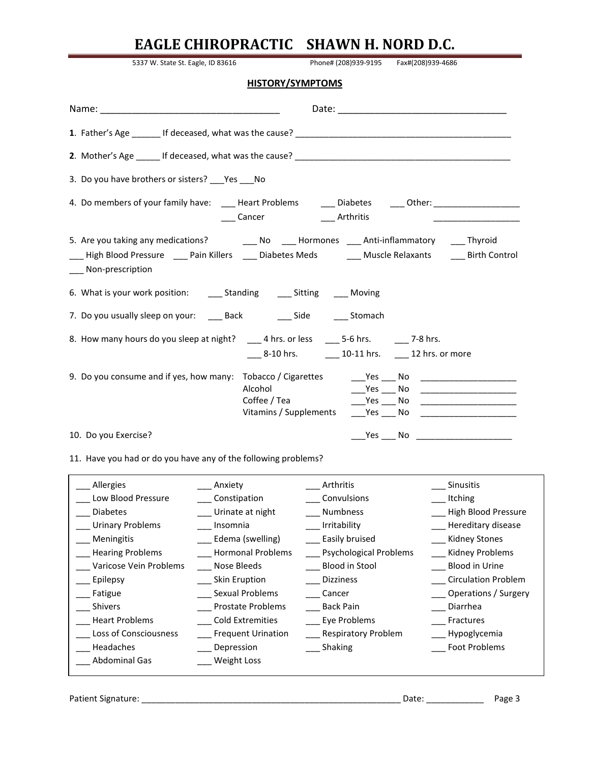# EAGLE CHIROPRACTIC SHAWN H. NORD D.C.

5337 W. State St. Eagle, ID 83616 Phone# (208)939-9195 Fax#(208)939-4686

## HISTORY/SYMPTOMS

Name: ___________________________________ Date: _________________________________

**1**. Father's Age ______ If deceased, what was the cause? ______________________________________________

**2**. Mother's Age _____ If deceased, what was the cause? ______________________________________________

3. Do you have brothers or sisters? ___Yes ___No

4. Do members of your family have: ___ Heart Problems ___ Diabetes ___ Other: __________________
___ Cancer ___ Arthritis __________________

5. Are you taking any medications? ___ No ___ Hormones ___ Anti-inflammatory ___ Thyroid
___ High Blood Pressure ___ Pain Killers ___ Diabetes Meds ___ Muscle Relaxants ___ Birth Control
___ Non-prescription

6. What is your work position: ___ Standing ___ Sitting ___ Moving

7. Do you usually sleep on your: ___ Back ___ Side ___ Stomach

8. How many hours do you sleep at night? ___ 4 hrs. or less ___ 5-6 hrs. ___ 7-8 hrs.
___ 8-10 hrs. ___ 10-11 hrs. ___ 12 hrs. or more

9. Do you consume and if yes, how many:

| | | |
|---|---|---|
| Tobacco / Cigarettes | ___Yes ___ No | ____________________ |
| Alcohol | ___Yes ___ No | ____________________ |
| Coffee / Tea | ___Yes ___ No | ____________________ |
| Vitamins / Supplements | ___Yes ___ No | ____________________ |

10. Do you Exercise? ___Yes ___ No ____________________

11. Have you had or do you have any of the following problems?

| | | | |
|---|---|---|---|
| ___ Allergies | ___ Anxiety | ___ Arthritis | ___ Sinusitis |
| ___ Low Blood Pressure | ___ Constipation | ___ Convulsions | ___ Itching |
| ___ Diabetes | ___ Urinate at night | ___ Numbness | ___ High Blood Pressure |
| ___ Urinary Problems | ___ Insomnia | ___ Irritability | ___ Hereditary disease |
| ___ Meningitis | ___ Edema (swelling) | ___ Easily bruised | ___ Kidney Stones |
| ___ Hearing Problems | ___ Hormonal Problems | ___ Psychological Problems | ___ Kidney Problems |
| ___ Varicose Vein Problems | ___ Nose Bleeds | ___ Blood in Stool | ___ Blood in Urine |
| ___ Epilepsy | ___ Skin Eruption | ___ Dizziness | ___ Circulation Problem |
| ___ Fatigue | ___ Sexual Problems | ___ Cancer | ___ Operations / Surgery |
| ___ Shivers | ___ Prostate Problems | ___ Back Pain | ___ Diarrhea |
| ___ Heart Problems | ___ Cold Extremities | ___ Eye Problems | ___ Fractures |
| ___ Loss of Consciousness | ___ Frequent Urination | ___ Respiratory Problem | ___ Hypoglycemia |
| ___ Headaches | ___ Depression | ___ Shaking | ___ Foot Problems |
| ___ Abdominal Gas | ___ Weight Loss | | |

Patient Signature: _______________________________________________________ Date: ____________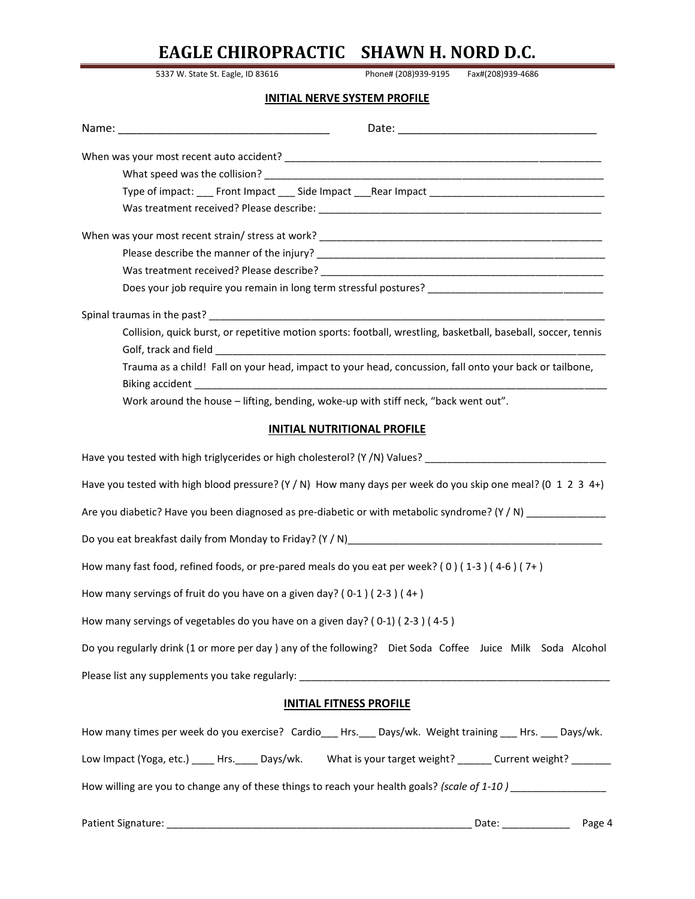# EAGLE CHIROPRACTIC SHAWN H. NORD D.C.

5337 W. State St. Eagle, ID 83616 Phone# (208)939-9195 Fax#(208)939-4686

## INITIAL NERVE SYSTEM PROFILE

Name: ___________________________________ Date: _________________________________

When was your most recent auto accident? ___________________________________________________________

What speed was the collision? ________________________________________________________________

Type of impact: ___ Front Impact ___ Side Impact ___Rear Impact _______________________________

Was treatment received? Please describe: ____________________________________________________

When was your most recent strain/ stress at work? ____________________________________________________

Please describe the manner of the injury? ____________________________________________________

Was treatment received? Please describe? ____________________________________________________

Does your job require you remain in long term stressful postures? _______________________________

Spinal traumas in the past? ___________________________________________________________________________

Collision, quick burst, or repetitive motion sports: football, wrestling, basketball, baseball, soccer, tennis Golf, track and field ________________________________________________________________________

Trauma as a child! Fall on your head, impact to your head, concussion, fall onto your back or tailbone, Biking accident ____________________________________________________________________________

Work around the house – lifting, bending, woke-up with stiff neck, "back went out".

## INITIAL NUTRITIONAL PROFILE

Have you tested with high triglycerides or high cholesterol? (Y /N) Values? ________________________________

Have you tested with high blood pressure? (Y / N) How many days per week do you skip one meal? (0 1 2 3 4+)

Are you diabetic? Have you been diagnosed as pre-diabetic or with metabolic syndrome? (Y / N) _____________

Do you eat breakfast daily from Monday to Friday? (Y / N)______________________________________________

How many fast food, refined foods, or pre-pared meals do you eat per week? ( 0 ) ( 1-3 ) ( 4-6 ) ( 7+ )

How many servings of fruit do you have on a given day? ( 0-1 ) ( 2-3 ) ( 4+ )

How many servings of vegetables do you have on a given day? ( 0-1) ( 2-3 ) ( 4-5 )

Do you regularly drink (1 or more per day ) any of the following? Diet Soda Coffee Juice Milk Soda Alcohol

Please list any supplements you take regularly: ________________________________________________________

## INITIAL FITNESS PROFILE

How many times per week do you exercise? Cardio___ Hrs.___ Days/wk. Weight training ___ Hrs. ___ Days/wk.

Low Impact (Yoga, etc.) ____ Hrs.____ Days/wk. What is your target weight? ______ Current weight? _______

How willing are you to change any of these things to reach your health goals? *(scale of 1-10 )* ________________

Patient Signature: ______________________________________________________ Date: ____________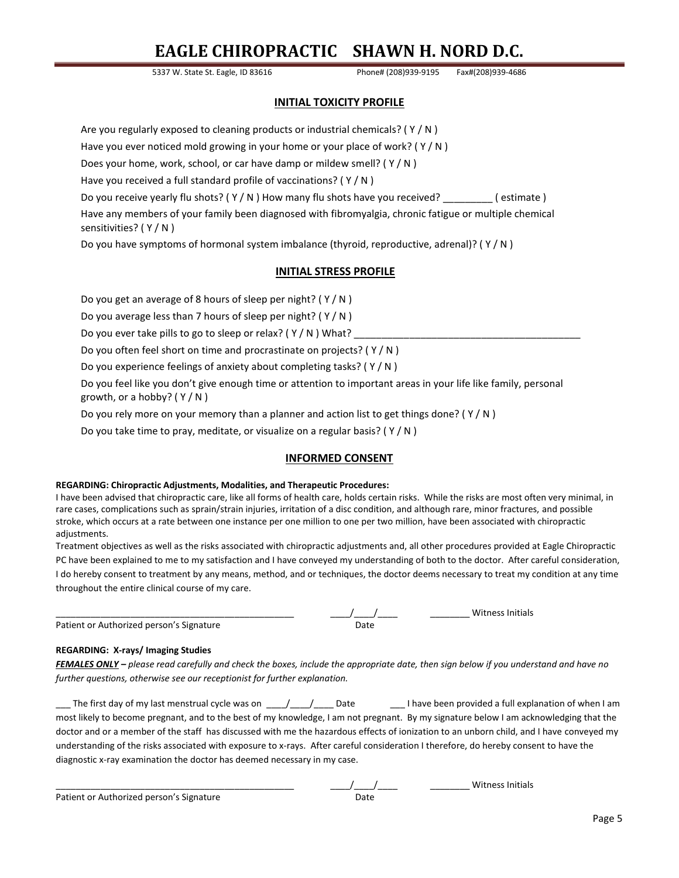# EAGLE CHIROPRACTIC SHAWN H. NORD D.C.

5337 W. State St. Eagle, ID 83616 Phone# (208)939-9195 Fax#(208)939-4686

## INITIAL TOXICITY PROFILE

Are you regularly exposed to cleaning products or industrial chemicals? ( Y / N )

Have you ever noticed mold growing in your home or your place of work? ( Y / N )

Does your home, work, school, or car have damp or mildew smell? ( Y / N )

Have you received a full standard profile of vaccinations? ( Y / N )

Do you receive yearly flu shots? ( Y / N ) How many flu shots have you received? _________ ( estimate )

Have any members of your family been diagnosed with fibromyalgia, chronic fatigue or multiple chemical sensitivities? ( Y / N )

Do you have symptoms of hormonal system imbalance (thyroid, reproductive, adrenal)? ( Y / N )

## INITIAL STRESS PROFILE

Do you get an average of 8 hours of sleep per night? ( Y / N )

Do you average less than 7 hours of sleep per night? ( Y / N )

Do you ever take pills to go to sleep or relax? ( Y / N ) What? ___________________________________________

Do you often feel short on time and procrastinate on projects? ( Y / N )

Do you experience feelings of anxiety about completing tasks? ( Y / N )

Do you feel like you don't give enough time or attention to important areas in your life like family, personal growth, or a hobby? ( Y / N )

Do you rely more on your memory than a planner and action list to get things done? ( Y / N )

Do you take time to pray, meditate, or visualize on a regular basis? ( Y / N )

## INFORMED CONSENT

**REGARDING: Chiropractic Adjustments, Modalities, and Therapeutic Procedures:**

I have been advised that chiropractic care, like all forms of health care, holds certain risks. While the risks are most often very minimal, in rare cases, complications such as sprain/strain injuries, irritation of a disc condition, and although rare, minor fractures, and possible stroke, which occurs at a rate between one instance per one million to one per two million, have been associated with chiropractic adjustments.

Treatment objectives as well as the risks associated with chiropractic adjustments and, all other procedures provided at Eagle Chiropractic PC have been explained to me to my satisfaction and I have conveyed my understanding of both to the doctor. After careful consideration, I do hereby consent to treatment by any means, method, and or techniques, the doctor deems necessary to treat my condition at any time throughout the entire clinical course of my care.

_______________________________________________ ____/____/____ ________ Witness Initials

Patient or Authorized person's Signature Date

**REGARDING: X-rays/ Imaging Studies**

***FEMALES ONLY** – please read carefully and check the boxes, include the appropriate date, then sign below if you understand and have no further questions, otherwise see our receptionist for further explanation.*

___ The first day of my last menstrual cycle was on ____/____/____ Date ___ I have been provided a full explanation of when I am most likely to become pregnant, and to the best of my knowledge, I am not pregnant. By my signature below I am acknowledging that the doctor and or a member of the staff has discussed with me the hazardous effects of ionization to an unborn child, and I have conveyed my understanding of the risks associated with exposure to x-rays. After careful consideration I therefore, do hereby consent to have the diagnostic x-ray examination the doctor has deemed necessary in my case.

_______________________________________________ ____/____/____ ________ Witness Initials

Patient or Authorized person's Signature Date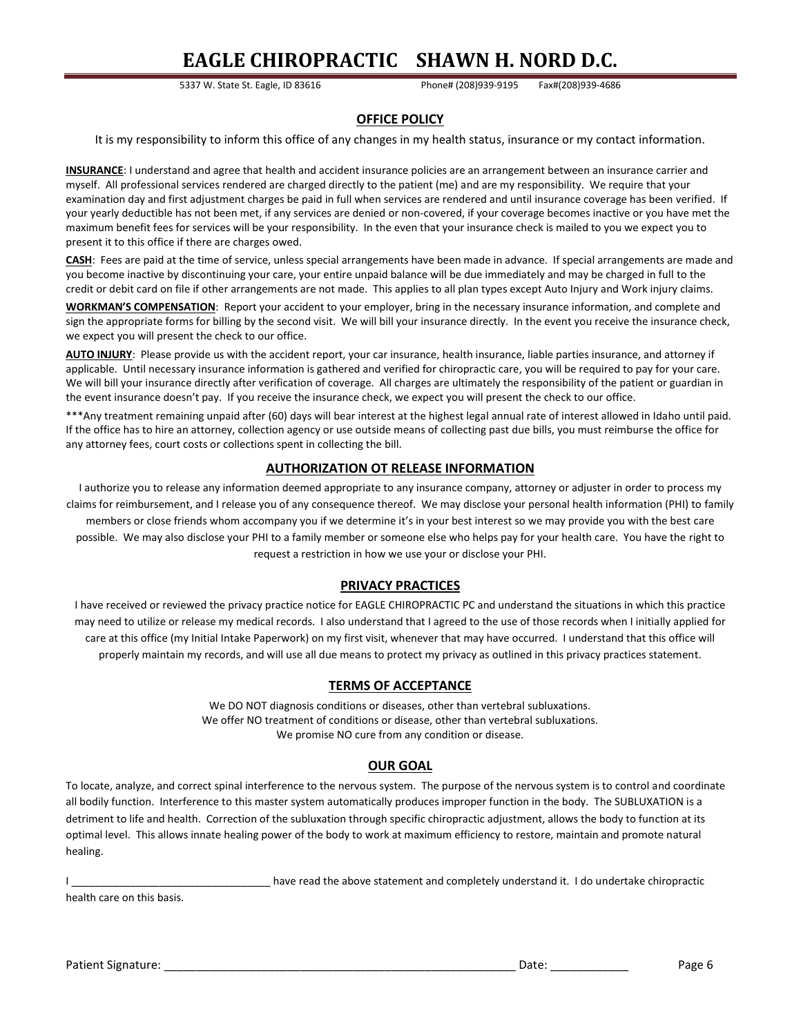# EAGLE CHIROPRACTIC SHAWN H. NORD D.C.

5337 W. State St. Eagle, ID 83616 Phone# (208)939-9195 Fax#(208)939-4686

## OFFICE POLICY

It is my responsibility to inform this office of any changes in my health status, insurance or my contact information.

**INSURANCE**: I understand and agree that health and accident insurance policies are an arrangement between an insurance carrier and myself. All professional services rendered are charged directly to the patient (me) and are my responsibility. We require that your examination day and first adjustment charges be paid in full when services are rendered and until insurance coverage has been verified. If your yearly deductible has not been met, if any services are denied or non-covered, if your coverage becomes inactive or you have met the maximum benefit fees for services will be your responsibility. In the even that your insurance check is mailed to you we expect you to present it to this office if there are charges owed.

**CASH**: Fees are paid at the time of service, unless special arrangements have been made in advance. If special arrangements are made and you become inactive by discontinuing your care, your entire unpaid balance will be due immediately and may be charged in full to the credit or debit card on file if other arrangements are not made. This applies to all plan types except Auto Injury and Work injury claims.

**WORKMAN'S COMPENSATION**: Report your accident to your employer, bring in the necessary insurance information, and complete and sign the appropriate forms for billing by the second visit. We will bill your insurance directly. In the event you receive the insurance check, we expect you will present the check to our office.

**AUTO INJURY**: Please provide us with the accident report, your car insurance, health insurance, liable parties insurance, and attorney if applicable. Until necessary insurance information is gathered and verified for chiropractic care, you will be required to pay for your care. We will bill your insurance directly after verification of coverage. All charges are ultimately the responsibility of the patient or guardian in the event insurance doesn't pay. If you receive the insurance check, we expect you will present the check to our office.

***Any treatment remaining unpaid after (60) days will bear interest at the highest legal annual rate of interest allowed in Idaho until paid. If the office has to hire an attorney, collection agency or use outside means of collecting past due bills, you must reimburse the office for any attorney fees, court costs or collections spent in collecting the bill.

## AUTHORIZATION OT RELEASE INFORMATION

I authorize you to release any information deemed appropriate to any insurance company, attorney or adjuster in order to process my claims for reimbursement, and I release you of any consequence thereof. We may disclose your personal health information (PHI) to family members or close friends whom accompany you if we determine it's in your best interest so we may provide you with the best care possible. We may also disclose your PHI to a family member or someone else who helps pay for your health care. You have the right to request a restriction in how we use your or disclose your PHI.

## PRIVACY PRACTICES

I have received or reviewed the privacy practice notice for EAGLE CHIROPRACTIC PC and understand the situations in which this practice may need to utilize or release my medical records. I also understand that I agreed to the use of those records when I initially applied for care at this office (my Initial Intake Paperwork) on my first visit, whenever that may have occurred. I understand that this office will properly maintain my records, and will use all due means to protect my privacy as outlined in this privacy practices statement.

## TERMS OF ACCEPTANCE

We DO NOT diagnosis conditions or diseases, other than vertebral subluxations.
We offer NO treatment of conditions or disease, other than vertebral subluxations.
We promise NO cure from any condition or disease.

## OUR GOAL

To locate, analyze, and correct spinal interference to the nervous system. The purpose of the nervous system is to control and coordinate all bodily function. Interference to this master system automatically produces improper function in the body. The SUBLUXATION is a detriment to life and health. Correction of the subluxation through specific chiropractic adjustment, allows the body to function at its optimal level. This allows innate healing power of the body to work at maximum efficiency to restore, maintain and promote natural healing.

I ________________________________ have read the above statement and completely understand it. I do undertake chiropractic health care on this basis.

Patient Signature: ________________________________________________________ Date: ____________